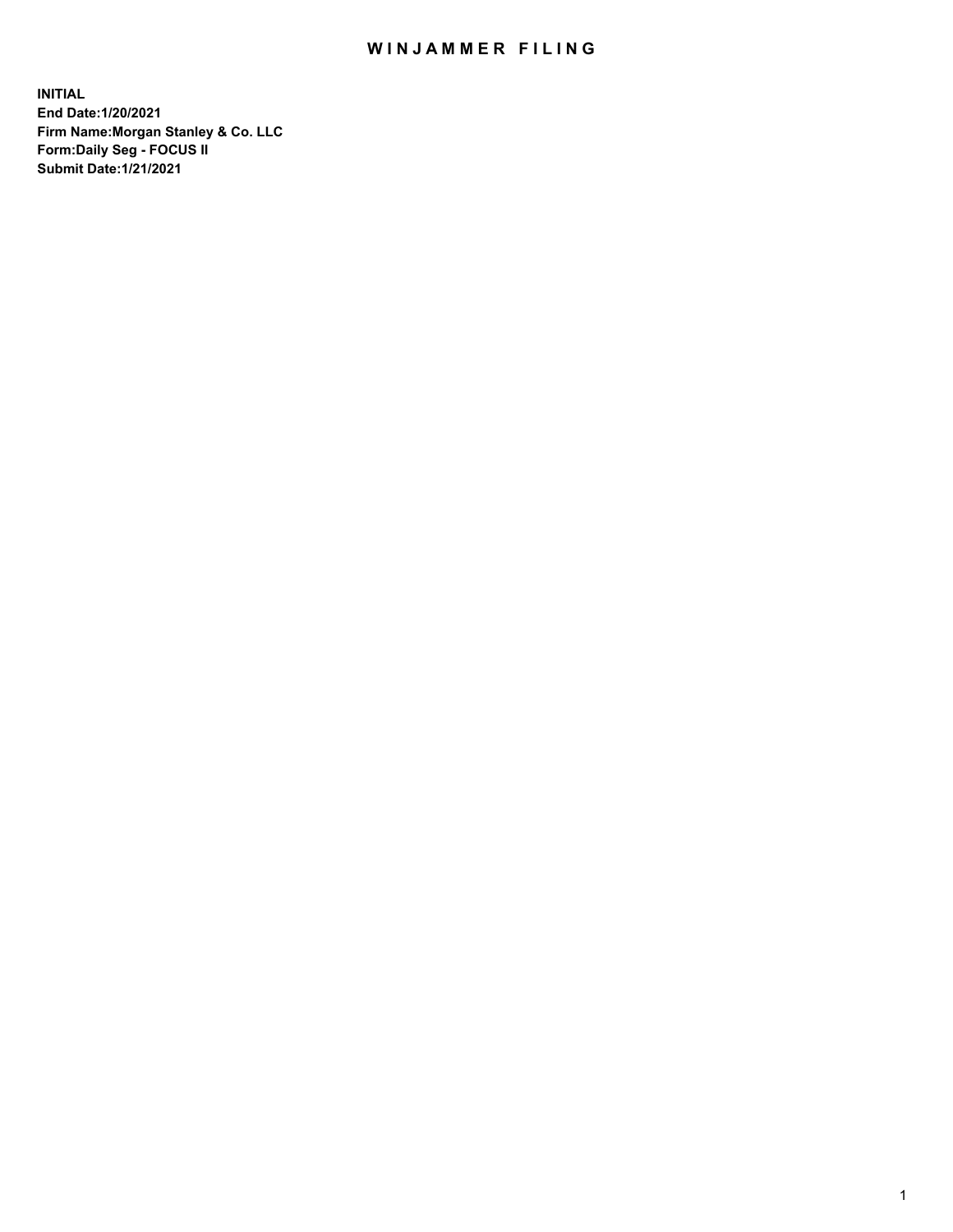# WINJAMMER FILING

**INITIAL**
**End Date:1/20/2021**
**Firm Name:Morgan Stanley & Co. LLC**
**Form:Daily Seg - FOCUS II**
**Submit Date:1/21/2021**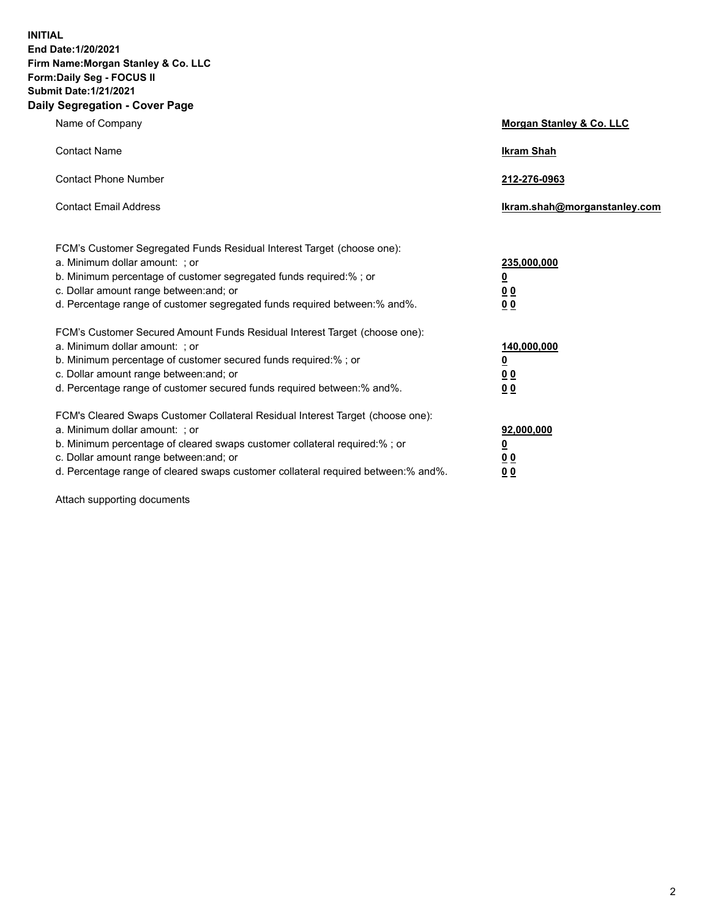**INITIAL**
**End Date:1/20/2021**
**Firm Name:Morgan Stanley & Co. LLC**
**Form:Daily Seg - FOCUS II**
**Submit Date:1/21/2021**

## Daily Segregation - Cover Page

| | |
|---|---|
| Name of Company | **Morgan Stanley & Co. LLC** |
| Contact Name | **Ikram Shah** |
| Contact Phone Number | **212-276-0963** |
| Contact Email Address | **Ikram.shah@morganstanley.com** |

| | |
|---|---|
| FCM's Customer Segregated Funds Residual Interest Target (choose one): | |
| a. Minimum dollar amount: ; or | **235,000,000** |
| b. Minimum percentage of customer segregated funds required:% ; or | **0** |
| c. Dollar amount range between:and; or | **0 0** |
| d. Percentage range of customer segregated funds required between:% and%. | **0 0** |
| FCM's Customer Secured Amount Funds Residual Interest Target (choose one): | |
| a. Minimum dollar amount: ; or | **140,000,000** |
| b. Minimum percentage of customer secured funds required:% ; or | **0** |
| c. Dollar amount range between:and; or | **0 0** |
| d. Percentage range of customer secured funds required between:% and%. | **0 0** |
| FCM's Cleared Swaps Customer Collateral Residual Interest Target (choose one): | |
| a. Minimum dollar amount: ; or | **92,000,000** |
| b. Minimum percentage of cleared swaps customer collateral required:% ; or | **0** |
| c. Dollar amount range between:and; or | **0 0** |
| d. Percentage range of cleared swaps customer collateral required between:% and%. | **0 0** |

Attach supporting documents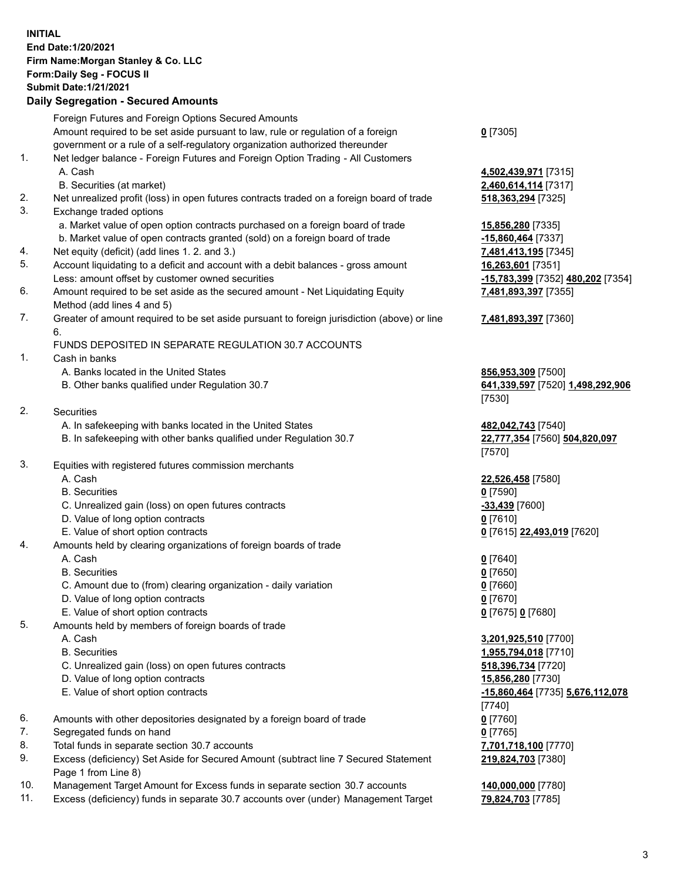**INITIAL**
**End Date:1/20/2021**
**Firm Name:Morgan Stanley & Co. LLC**
**Form:Daily Seg - FOCUS II**
**Submit Date:1/21/2021**

## Daily Segregation - Secured Amounts

| | | |
|---|---|---|
| | Foreign Futures and Foreign Options Secured Amounts | |
| | Amount required to be set aside pursuant to law, rule or regulation of a foreign government or a rule of a self-regulatory organization authorized thereunder | **0** [7305] |
| 1. | Net ledger balance - Foreign Futures and Foreign Option Trading - All Customers | |
| | A. Cash | **4,502,439,971** [7315] |
| | B. Securities (at market) | **2,460,614,114** [7317] |
| 2. | Net unrealized profit (loss) in open futures contracts traded on a foreign board of trade | **518,363,294** [7325] |
| 3. | Exchange traded options | |
| | a. Market value of open option contracts purchased on a foreign board of trade | **15,856,280** [7335] |
| | b. Market value of open contracts granted (sold) on a foreign board of trade | **-15,860,464** [7337] |
| 4. | Net equity (deficit) (add lines 1. 2. and 3.) | **7,481,413,195** [7345] |
| 5. | Account liquidating to a deficit and account with a debit balances - gross amount | **16,263,601** [7351] |
| | Less: amount offset by customer owned securities | **-15,783,399** [7352] **480,202** [7354] |
| 6. | Amount required to be set aside as the secured amount - Net Liquidating Equity Method (add lines 4 and 5) | **7,481,893,397** [7355] |
| 7. | Greater of amount required to be set aside pursuant to foreign jurisdiction (above) or line 6. | **7,481,893,397** [7360] |
| | FUNDS DEPOSITED IN SEPARATE REGULATION 30.7 ACCOUNTS | |
| 1. | Cash in banks | |
| | A. Banks located in the United States | **856,953,309** [7500] |
| | B. Other banks qualified under Regulation 30.7 | **641,339,597** [7520] **1,498,292,906** [7530] |
| 2. | Securities | |
| | A. In safekeeping with banks located in the United States | **482,042,743** [7540] |
| | B. In safekeeping with other banks qualified under Regulation 30.7 | **22,777,354** [7560] **504,820,097** [7570] |
| 3. | Equities with registered futures commission merchants | |
| | A. Cash | **22,526,458** [7580] |
| | B. Securities | **0** [7590] |
| | C. Unrealized gain (loss) on open futures contracts | **-33,439** [7600] |
| | D. Value of long option contracts | **0** [7610] |
| | E. Value of short option contracts | **0** [7615] **22,493,019** [7620] |
| 4. | Amounts held by clearing organizations of foreign boards of trade | |
| | A. Cash | **0** [7640] |
| | B. Securities | **0** [7650] |
| | C. Amount due to (from) clearing organization - daily variation | **0** [7660] |
| | D. Value of long option contracts | **0** [7670] |
| | E. Value of short option contracts | **0** [7675] **0** [7680] |
| 5. | Amounts held by members of foreign boards of trade | |
| | A. Cash | **3,201,925,510** [7700] |
| | B. Securities | **1,955,794,018** [7710] |
| | C. Unrealized gain (loss) on open futures contracts | **518,396,734** [7720] |
| | D. Value of long option contracts | **15,856,280** [7730] |
| | E. Value of short option contracts | **-15,860,464** [7735] **5,676,112,078** [7740] |
| 6. | Amounts with other depositories designated by a foreign board of trade | **0** [7760] |
| 7. | Segregated funds on hand | **0** [7765] |
| 8. | Total funds in separate section 30.7 accounts | **7,701,718,100** [7770] |
| 9. | Excess (deficiency) Set Aside for Secured Amount (subtract line 7 Secured Statement Page 1 from Line 8) | **219,824,703** [7380] |
| 10. | Management Target Amount for Excess funds in separate section 30.7 accounts | **140,000,000** [7780] |
| 11. | Excess (deficiency) funds in separate 30.7 accounts over (under) Management Target | **79,824,703** [7785] |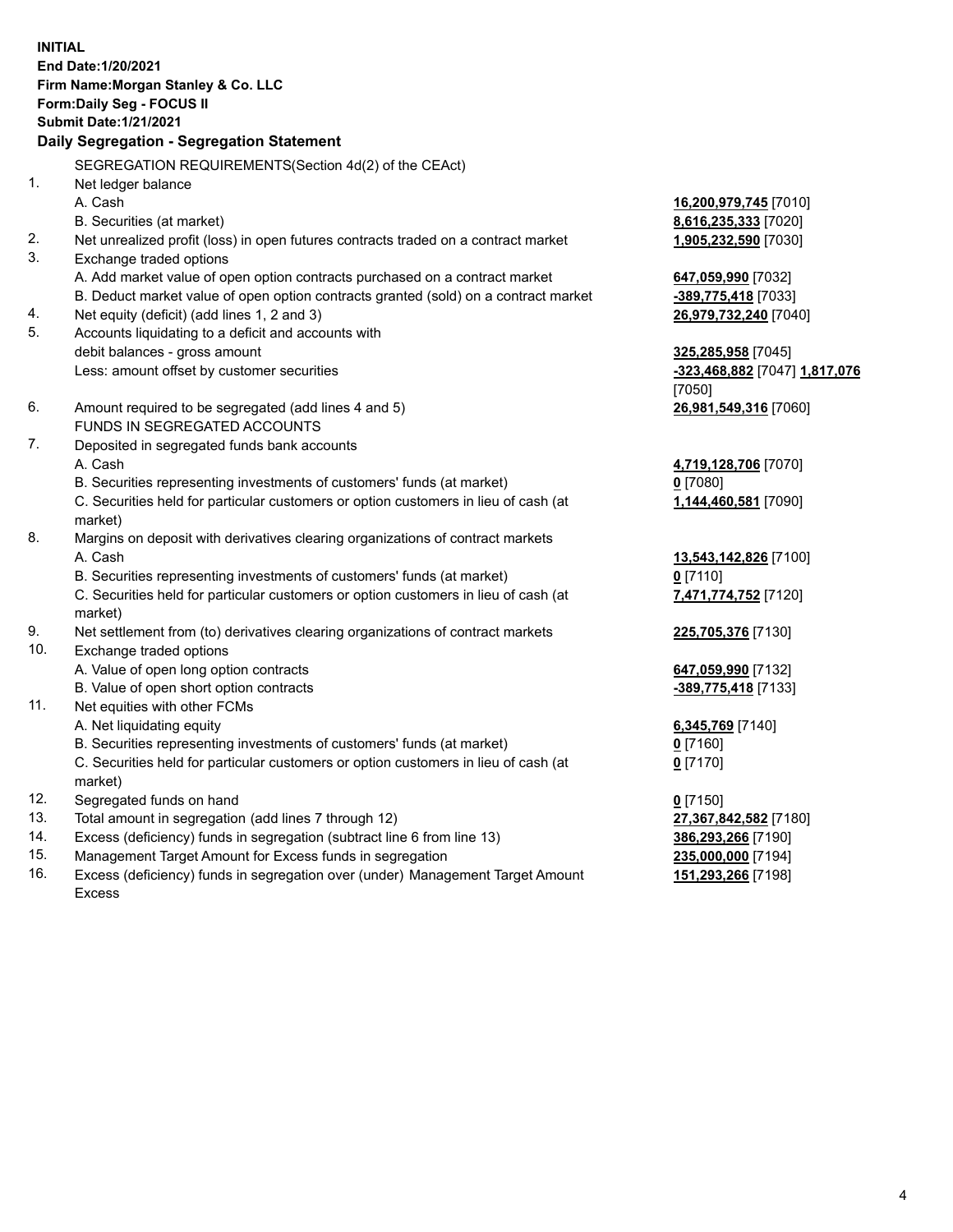**INITIAL**
**End Date:1/20/2021**
**Firm Name:Morgan Stanley & Co. LLC**
**Form:Daily Seg - FOCUS II**
**Submit Date:1/21/2021**

**Daily Segregation - Segregation Statement**

| | | |
|---|---|---|
| | SEGREGATION REQUIREMENTS(Section 4d(2) of the CEAct) | |
| 1. | Net ledger balance | |
| | A. Cash | **16,200,979,745** [7010] |
| | B. Securities (at market) | **8,616,235,333** [7020] |
| 2. | Net unrealized profit (loss) in open futures contracts traded on a contract market | **1,905,232,590** [7030] |
| 3. | Exchange traded options | |
| | A. Add market value of open option contracts purchased on a contract market | **647,059,990** [7032] |
| | B. Deduct market value of open option contracts granted (sold) on a contract market | **-389,775,418** [7033] |
| 4. | Net equity (deficit) (add lines 1, 2 and 3) | **26,979,732,240** [7040] |
| 5. | Accounts liquidating to a deficit and accounts with debit balances - gross amount | **325,285,958** [7045] |
| | Less: amount offset by customer securities | **-323,468,882** [7047] **1,817,076** [7050] |
| 6. | Amount required to be segregated (add lines 4 and 5) | **26,981,549,316** [7060] |
| | FUNDS IN SEGREGATED ACCOUNTS | |
| 7. | Deposited in segregated funds bank accounts | |
| | A. Cash | **4,719,128,706** [7070] |
| | B. Securities representing investments of customers' funds (at market) | **0** [7080] |
| | C. Securities held for particular customers or option customers in lieu of cash (at market) | **1,144,460,581** [7090] |
| 8. | Margins on deposit with derivatives clearing organizations of contract markets | |
| | A. Cash | **13,543,142,826** [7100] |
| | B. Securities representing investments of customers' funds (at market) | **0** [7110] |
| | C. Securities held for particular customers or option customers in lieu of cash (at market) | **7,471,774,752** [7120] |
| 9. | Net settlement from (to) derivatives clearing organizations of contract markets | **225,705,376** [7130] |
| 10. | Exchange traded options | |
| | A. Value of open long option contracts | **647,059,990** [7132] |
| | B. Value of open short option contracts | **-389,775,418** [7133] |
| 11. | Net equities with other FCMs | |
| | A. Net liquidating equity | **6,345,769** [7140] |
| | B. Securities representing investments of customers' funds (at market) | **0** [7160] |
| | C. Securities held for particular customers or option customers in lieu of cash (at market) | **0** [7170] |
| 12. | Segregated funds on hand | **0** [7150] |
| 13. | Total amount in segregation (add lines 7 through 12) | **27,367,842,582** [7180] |
| 14. | Excess (deficiency) funds in segregation (subtract line 6 from line 13) | **386,293,266** [7190] |
| 15. | Management Target Amount for Excess funds in segregation | **235,000,000** [7194] |
| 16. | Excess (deficiency) funds in segregation over (under) Management Target Amount Excess | **151,293,266** [7198] |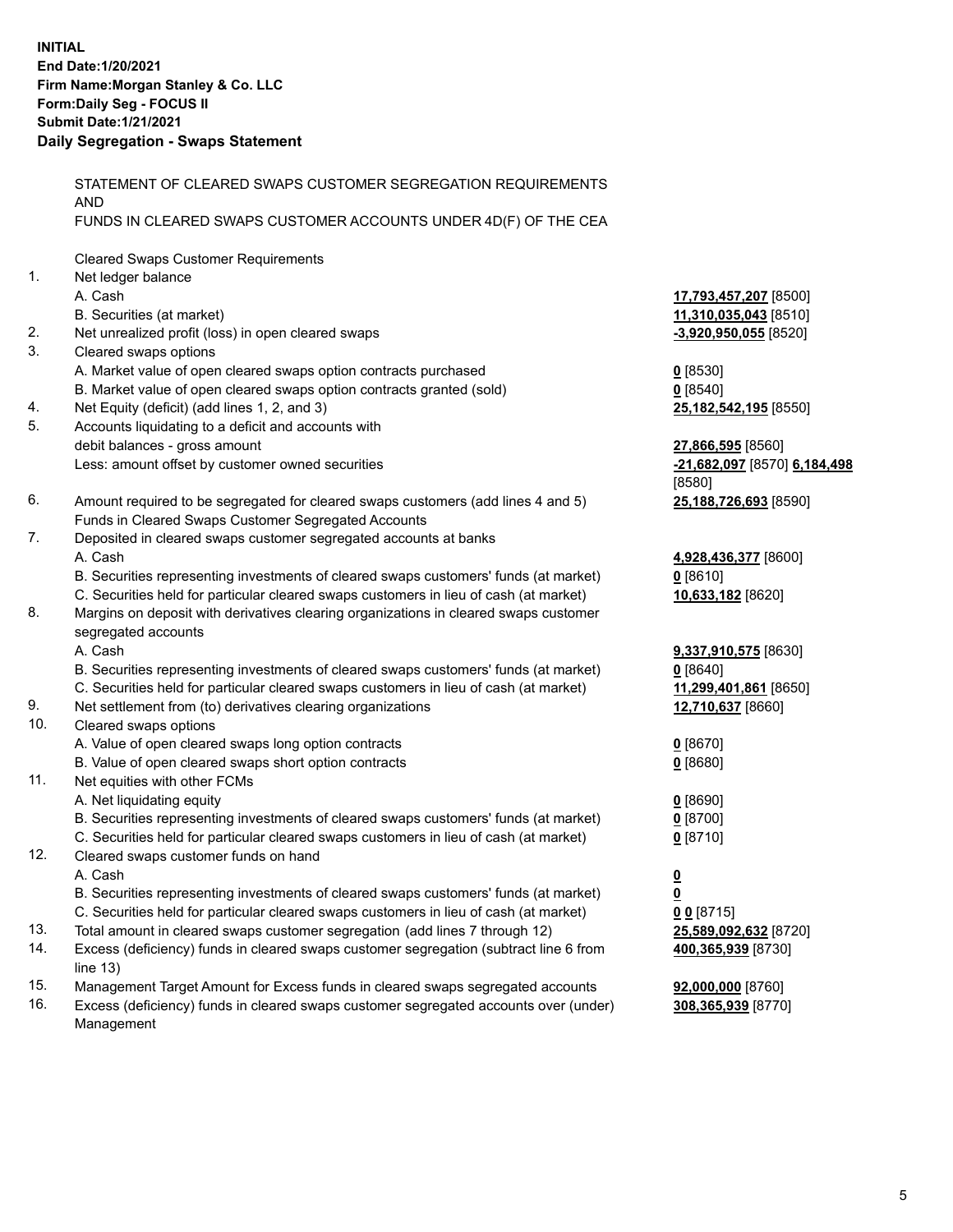**INITIAL**
**End Date:1/20/2021**
**Firm Name:Morgan Stanley & Co. LLC**
**Form:Daily Seg - FOCUS II**
**Submit Date:1/21/2021**
**Daily Segregation - Swaps Statement**

STATEMENT OF CLEARED SWAPS CUSTOMER SEGREGATION REQUIREMENTS AND FUNDS IN CLEARED SWAPS CUSTOMER ACCOUNTS UNDER 4D(F) OF THE CEA

| | | |
|---|---|---|
| | Cleared Swaps Customer Requirements | |
| 1. | Net ledger balance | |
| | A. Cash | **17,793,457,207** [8500] |
| | B. Securities (at market) | **11,310,035,043** [8510] |
| 2. | Net unrealized profit (loss) in open cleared swaps | **-3,920,950,055** [8520] |
| 3. | Cleared swaps options | |
| | A. Market value of open cleared swaps option contracts purchased | **0** [8530] |
| | B. Market value of open cleared swaps option contracts granted (sold) | **0** [8540] |
| 4. | Net Equity (deficit) (add lines 1, 2, and 3) | **25,182,542,195** [8550] |
| 5. | Accounts liquidating to a deficit and accounts with debit balances - gross amount | **27,866,595** [8560] |
| | Less: amount offset by customer owned securities | **-21,682,097** [8570] **6,184,498** [8580] |
| 6. | Amount required to be segregated for cleared swaps customers (add lines 4 and 5) | **25,188,726,693** [8590] |
| | Funds in Cleared Swaps Customer Segregated Accounts | |
| 7. | Deposited in cleared swaps customer segregated accounts at banks | |
| | A. Cash | **4,928,436,377** [8600] |
| | B. Securities representing investments of cleared swaps customers' funds (at market) | **0** [8610] |
| | C. Securities held for particular cleared swaps customers in lieu of cash (at market) | **10,633,182** [8620] |
| 8. | Margins on deposit with derivatives clearing organizations in cleared swaps customer segregated accounts | |
| | A. Cash | **9,337,910,575** [8630] |
| | B. Securities representing investments of cleared swaps customers' funds (at market) | **0** [8640] |
| | C. Securities held for particular cleared swaps customers in lieu of cash (at market) | **11,299,401,861** [8650] |
| 9. | Net settlement from (to) derivatives clearing organizations | **12,710,637** [8660] |
| 10. | Cleared swaps options | |
| | A. Value of open cleared swaps long option contracts | **0** [8670] |
| | B. Value of open cleared swaps short option contracts | **0** [8680] |
| 11. | Net equities with other FCMs | |
| | A. Net liquidating equity | **0** [8690] |
| | B. Securities representing investments of cleared swaps customers' funds (at market) | **0** [8700] |
| | C. Securities held for particular cleared swaps customers in lieu of cash (at market) | **0** [8710] |
| 12. | Cleared swaps customer funds on hand | |
| | A. Cash | **0** |
| | B. Securities representing investments of cleared swaps customers' funds (at market) | **0** |
| | C. Securities held for particular cleared swaps customers in lieu of cash (at market) | **0** **0** [8715] |
| 13. | Total amount in cleared swaps customer segregation (add lines 7 through 12) | **25,589,092,632** [8720] |
| 14. | Excess (deficiency) funds in cleared swaps customer segregation (subtract line 6 from line 13) | **400,365,939** [8730] |
| 15. | Management Target Amount for Excess funds in cleared swaps segregated accounts | **92,000,000** [8760] |
| 16. | Excess (deficiency) funds in cleared swaps customer segregated accounts over (under) Management | **308,365,939** [8770] |